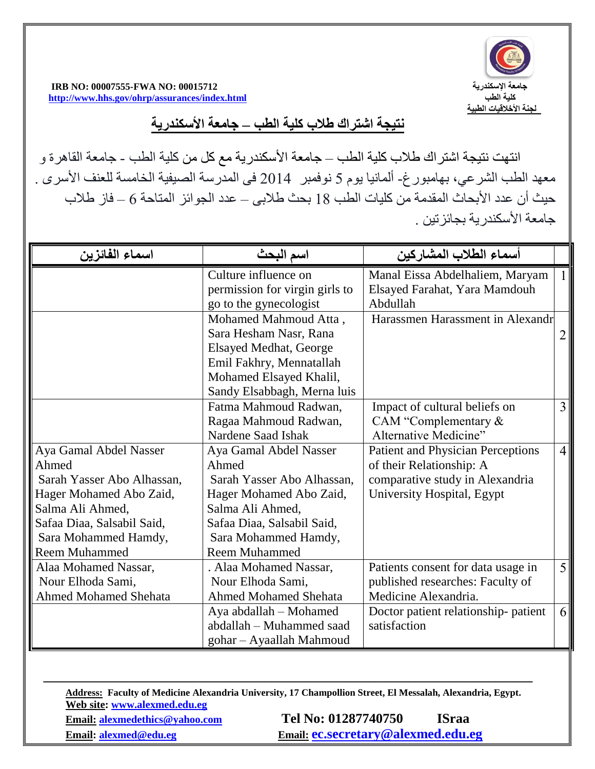جامعة الإسكندرية
كلية الطب
لجنة الأخلاقيات الطبية

**IRB NO: 00007555-FWA NO: 00015712**
**http://www.hhs.gov/ohrp/assurances/index.html**

## نتيجة اشتراك طلاب كلية الطب – جامعة الأسكندرية

انتهت نتيجة اشتراك طلاب كلية الطب – جامعة الأسكندرية مع كل من كلية الطب - جامعة القاهرة و معهد الطب الشرعي، بهامبورغ- ألمانيا يوم 5 نوفمبر 2014 فى المدرسة الصيفية الخامسة للعنف الأسرى . حيث أن عدد الأبحاث المقدمة من كليات الطب 18 بحث طلابى – عدد الجوائز المتاحة 6 – فاز طلاب جامعة الأسكندرية بجائزتين .

| | أسماء الطلاب المشاركين | اسم البحث | اسماء الفائزين |
|---|---|---|---|
| 1 | Manal Eissa Abdelhaliem, Maryam Elsayed Farahat, Yara Mamdouh Abdullah | Culture influence on permission for virgin girls to go to the gynecologist | |
| 2 | Harassmen Harassment in Alexandr | Mohamed Mahmoud Atta , Sara Hesham Nasr, Rana Elsayed Medhat, George Emil Fakhry, Mennatallah Mohamed Elsayed Khalil, Sandy Elsabbagh, Merna luis | |
| 3 | Impact of cultural beliefs on CAM "Complementary & Alternative Medicine" | Fatma Mahmoud Radwan, Ragaa Mahmoud Radwan, Nardene Saad Ishak | |
| 4 | Patient and Physician Perceptions of their Relationship: A comparative study in Alexandria University Hospital, Egypt | Aya Gamal Abdel Nasser Ahmed Sarah Yasser Abo Alhassan, Hager Mohamed Abo Zaid, Salma Ali Ahmed, Safaa Diaa, Salsabil Said, Sara Mohammed Hamdy, Reem Muhammed | Aya Gamal Abdel Nasser Ahmed Sarah Yasser Abo Alhassan, Hager Mohamed Abo Zaid, Salma Ali Ahmed, Safaa Diaa, Salsabil Said, Sara Mohammed Hamdy, Reem Muhammed |
| 5 | Patients consent for data usage in published researches: Faculty of Medicine Alexandria. | . Alaa Mohamed Nassar, Nour Elhoda Sami, Ahmed Mohamed Shehata | Alaa Mohamed Nassar, Nour Elhoda Sami, Ahmed Mohamed Shehata |
| 6 | Doctor patient relationship- patient satisfaction | Aya abdallah – Mohamed abdallah – Muhammed saad gohar – Ayaallah Mahmoud | |

**Address: Faculty of Medicine Alexandria University, 17 Champollion Street, El Messalah, Alexandria, Egypt.**
**Web site: www.alexmed.edu.eg**
**Email: alexmedethics@yahoo.com** **Tel No: 01287740750 ISraa**
**Email: alexmed@edu.eg** **Email: ec.secretary@alexmed.edu.eg**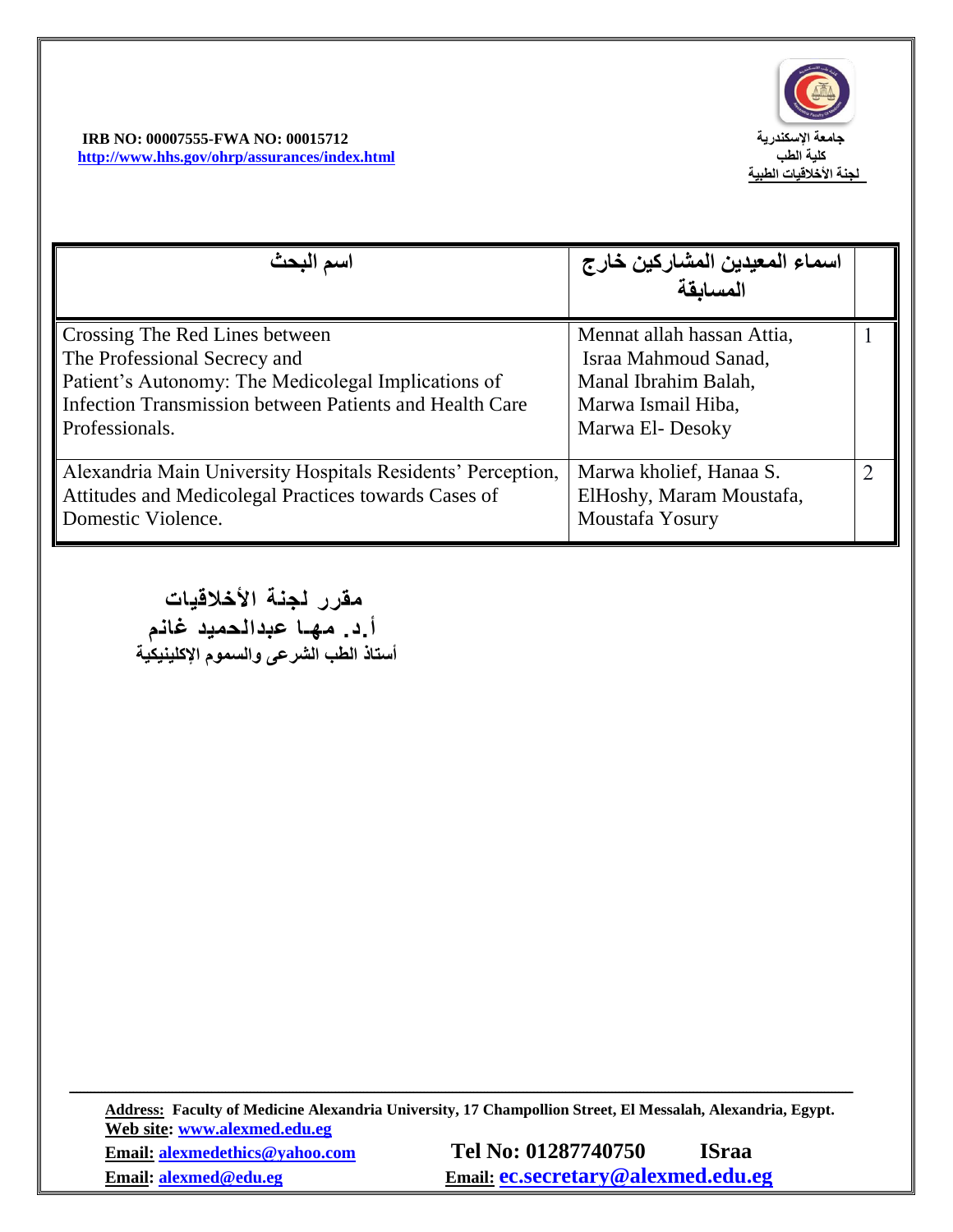**IRB NO: 00007555-FWA NO: 00015712**
**http://www.hhs.gov/ohrp/assurances/index.html**

**جامعة الإسكندرية**
**كلية الطب**
**لجنة الأخلاقيات الطبية**

| اسم البحث | اسماء المعيدين المشاركين خارج المسابقة | |
|---|---|---|
| Crossing The Red Lines between The Professional Secrecy and Patient's Autonomy: The Medicolegal Implications of Infection Transmission between Patients and Health Care Professionals. | Mennat allah hassan Attia, Israa Mahmoud Sanad, Manal Ibrahim Balah, Marwa Ismail Hiba, Marwa El- Desoky | 1 |
| Alexandria Main University Hospitals Residents' Perception, Attitudes and Medicolegal Practices towards Cases of Domestic Violence. | Marwa kholief, Hanaa S. ElHoshy, Maram Moustafa, Moustafa Yosury | 2 |

**مقرر لجنة الأخلاقيات**
**أ.د. مهـا عبدالحميد غانم**
**أستاذ الطب الشرعى والسموم الإكلينيكية**

---

**Address:** Faculty of Medicine Alexandria University, 17 Champollion Street, El Messalah, Alexandria, Egypt.
**Web site:** www.alexmed.edu.eg
**Email:** alexmedethics@yahoo.com **Tel No: 01287740750 ISraa**
**Email:** alexmed@edu.eg **Email:** ec.secretary@alexmed.edu.eg